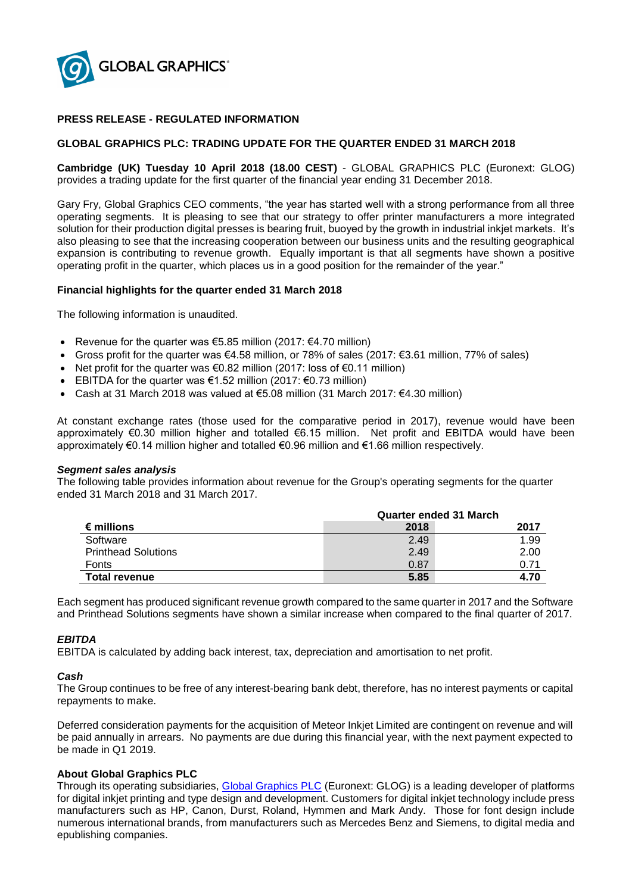GLOBAL GRAPHICS®

**PRESS RELEASE - REGULATED INFORMATION**

**GLOBAL GRAPHICS PLC: TRADING UPDATE FOR THE QUARTER ENDED 31 MARCH 2018**

**Cambridge (UK) Tuesday 10 April 2018 (18.00 CEST)** - GLOBAL GRAPHICS PLC (Euronext: GLOG) provides a trading update for the first quarter of the financial year ending 31 December 2018.

Gary Fry, Global Graphics CEO comments, "the year has started well with a strong performance from all three operating segments. It is pleasing to see that our strategy to offer printer manufacturers a more integrated solution for their production digital presses is bearing fruit, buoyed by the growth in industrial inkjet markets. It's also pleasing to see that the increasing cooperation between our business units and the resulting geographical expansion is contributing to revenue growth. Equally important is that all segments have shown a positive operating profit in the quarter, which places us in a good position for the remainder of the year."

**Financial highlights for the quarter ended 31 March 2018**

The following information is unaudited.

- Revenue for the quarter was €5.85 million (2017: €4.70 million)
- Gross profit for the quarter was €4.58 million, or 78% of sales (2017: €3.61 million, 77% of sales)
- Net profit for the quarter was €0.82 million (2017: loss of €0.11 million)
- EBITDA for the quarter was €1.52 million (2017: €0.73 million)
- Cash at 31 March 2018 was valued at €5.08 million (31 March 2017: €4.30 million)

At constant exchange rates (those used for the comparative period in 2017), revenue would have been approximately €0.30 million higher and totalled €6.15 million. Net profit and EBITDA would have been approximately €0.14 million higher and totalled €0.96 million and €1.66 million respectively.

***Segment sales analysis***

The following table provides information about revenue for the Group's operating segments for the quarter ended 31 March 2018 and 31 March 2017.

| | **Quarter ended 31 March** | |
|---|---|---|
| **€ millions** | **2018** | **2017** |
| Software | 2.49 | 1.99 |
| Printhead Solutions | 2.49 | 2.00 |
| Fonts | 0.87 | 0.71 |
| **Total revenue** | **5.85** | **4.70** |

Each segment has produced significant revenue growth compared to the same quarter in 2017 and the Software and Printhead Solutions segments have shown a similar increase when compared to the final quarter of 2017.

***EBITDA***

EBITDA is calculated by adding back interest, tax, depreciation and amortisation to net profit.

***Cash***

The Group continues to be free of any interest-bearing bank debt, therefore, has no interest payments or capital repayments to make.

Deferred consideration payments for the acquisition of Meteor Inkjet Limited are contingent on revenue and will be paid annually in arrears. No payments are due during this financial year, with the next payment expected to be made in Q1 2019.

**About Global Graphics PLC**

Through its operating subsidiaries, Global Graphics PLC (Euronext: GLOG) is a leading developer of platforms for digital inkjet printing and type design and development. Customers for digital inkjet technology include press manufacturers such as HP, Canon, Durst, Roland, Hymmen and Mark Andy. Those for font design include numerous international brands, from manufacturers such as Mercedes Benz and Siemens, to digital media and epublishing companies.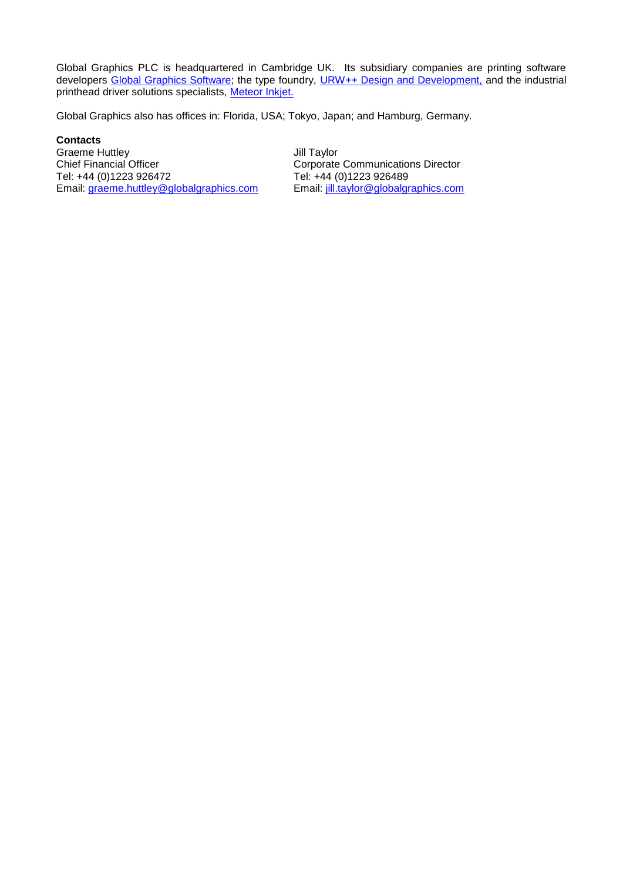Global Graphics PLC is headquartered in Cambridge UK. Its subsidiary companies are printing software developers Global Graphics Software; the type foundry, URW++ Design and Development, and the industrial printhead driver solutions specialists, Meteor Inkjet.

Global Graphics also has offices in: Florida, USA; Tokyo, Japan; and Hamburg, Germany.

**Contacts**

Graeme Huttley
Chief Financial Officer
Tel: +44 (0)1223 926472
Email: graeme.huttley@globalgraphics.com

Jill Taylor
Corporate Communications Director
Tel: +44 (0)1223 926489
Email: jill.taylor@globalgraphics.com